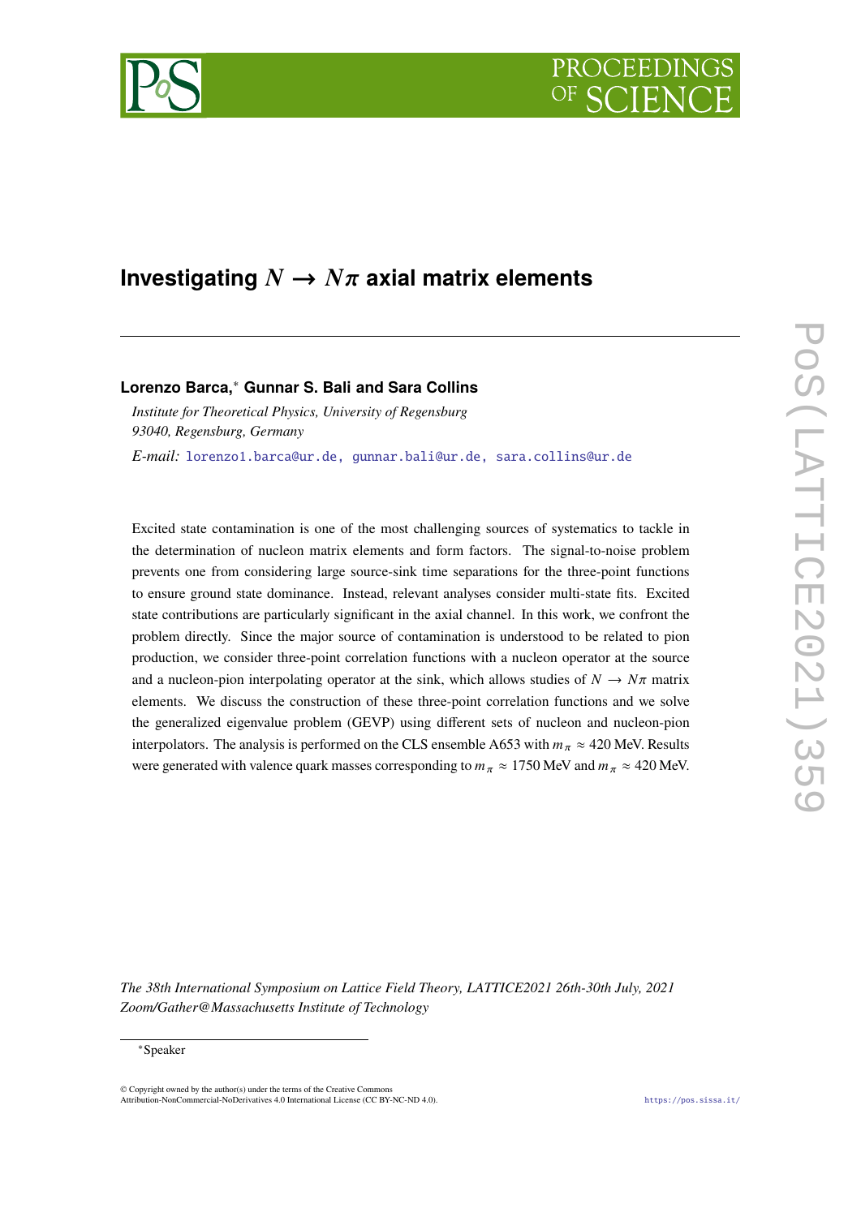# Investigating $N \to N\pi$ axial matrix elements

**Lorenzo Barca,**[*] **Gunnar S. Bali and Sara Collins**

*Institute for Theoretical Physics, University of Regensburg*
*93040, Regensburg, Germany*

*E-mail:* lorenzo1.barca@ur.de, gunnar.bali@ur.de, sara.collins@ur.de

Excited state contamination is one of the most challenging sources of systematics to tackle in the determination of nucleon matrix elements and form factors. The signal-to-noise problem prevents one from considering large source-sink time separations for the three-point functions to ensure ground state dominance. Instead, relevant analyses consider multi-state fits. Excited state contributions are particularly significant in the axial channel. In this work, we confront the problem directly. Since the major source of contamination is understood to be related to pion production, we consider three-point correlation functions with a nucleon operator at the source and a nucleon-pion interpolating operator at the sink, which allows studies of $N \to N\pi$ matrix elements. We discuss the construction of these three-point correlation functions and we solve the generalized eigenvalue problem (GEVP) using different sets of nucleon and nucleon-pion interpolators. The analysis is performed on the CLS ensemble A653 with $m_\pi \approx 420$ MeV. Results were generated with valence quark masses corresponding to $m_\pi \approx 1750$ MeV and $m_\pi \approx 420$ MeV.

*The 38th International Symposium on Lattice Field Theory, LATTICE2021 26th-30th July, 2021*
*Zoom/Gather@Massachusetts Institute of Technology*

[*]Speaker

© Copyright owned by the author(s) under the terms of the Creative Commons Attribution-NonCommercial-NoDerivatives 4.0 International License (CC BY-NC-ND 4.0). https://pos.sissa.it/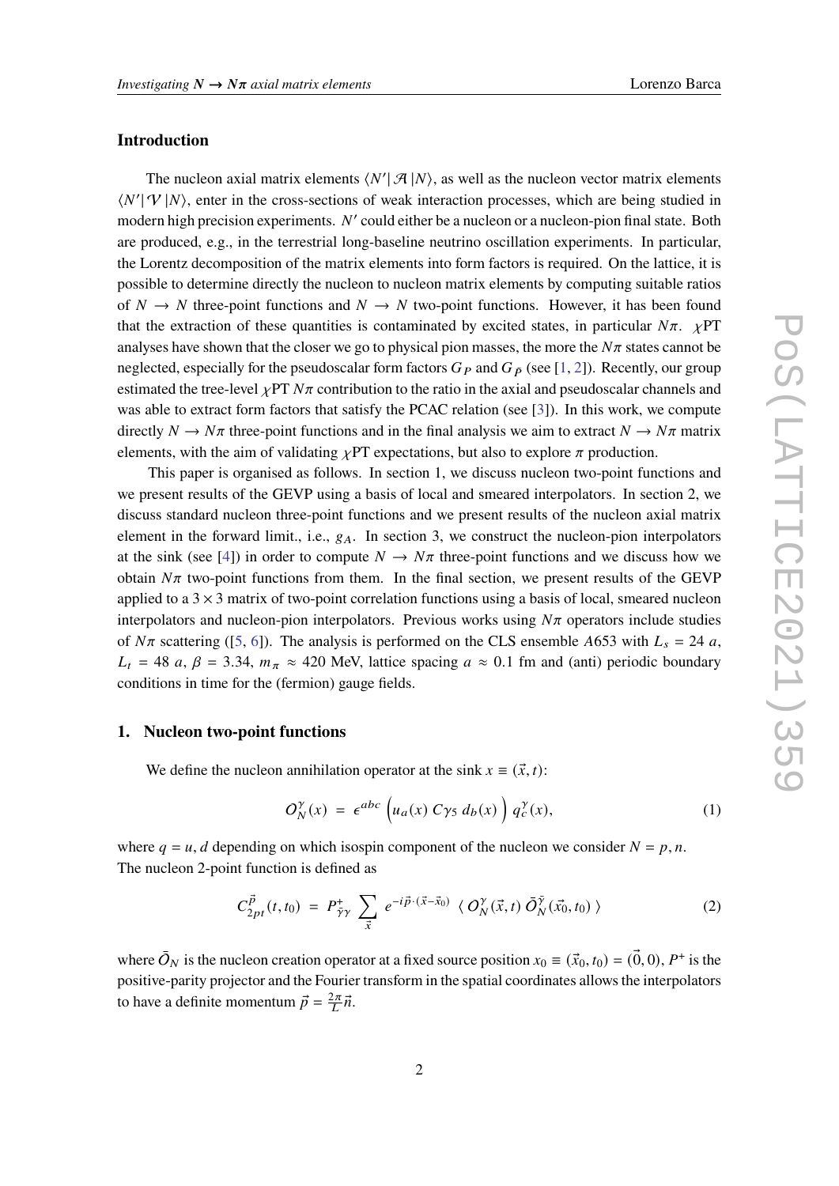## Introduction

The nucleon axial matrix elements $\langle N'|\mathcal{A}|N\rangle$, as well as the nucleon vector matrix elements $\langle N'|\mathcal{V}|N\rangle$, enter in the cross-sections of weak interaction processes, which are being studied in modern high precision experiments. $N'$ could either be a nucleon or a nucleon-pion final state. Both are produced, e.g., in the terrestrial long-baseline neutrino oscillation experiments. In particular, the Lorentz decomposition of the matrix elements into form factors is required. On the lattice, it is possible to determine directly the nucleon to nucleon matrix elements by computing suitable ratios of $N \to N$ three-point functions and $N \to N$ two-point functions. However, it has been found that the extraction of these quantities is contaminated by excited states, in particular $N\pi$. $\chi$PT analyses have shown that the closer we go to physical pion masses, the more the $N\pi$ states cannot be neglected, especially for the pseudoscalar form factors $G_P$ and $G_{\tilde{P}}$ (see [1, 2]). Recently, our group estimated the tree-level $\chi$PT $N\pi$ contribution to the ratio in the axial and pseudoscalar channels and was able to extract form factors that satisfy the PCAC relation (see [3]). In this work, we compute directly $N \to N\pi$ three-point functions and in the final analysis we aim to extract $N \to N\pi$ matrix elements, with the aim of validating $\chi$PT expectations, but also to explore $\pi$ production.

This paper is organised as follows. In section 1, we discuss nucleon two-point functions and we present results of the GEVP using a basis of local and smeared interpolators. In section 2, we discuss standard nucleon three-point functions and we present results of the nucleon axial matrix element in the forward limit., i.e., $g_A$. In section 3, we construct the nucleon-pion interpolators at the sink (see [4]) in order to compute $N \to N\pi$ three-point functions and we discuss how we obtain $N\pi$ two-point functions from them. In the final section, we present results of the GEVP applied to a $3 \times 3$ matrix of two-point correlation functions using a basis of local, smeared nucleon interpolators and nucleon-pion interpolators. Previous works using $N\pi$ operators include studies of $N\pi$ scattering ([5, 6]). The analysis is performed on the CLS ensemble $A653$ with $L_s = 24\ a$, $L_t = 48\ a$, $\beta = 3.34$, $m_\pi \approx 420$ MeV, lattice spacing $a \approx 0.1$ fm and (anti) periodic boundary conditions in time for the (fermion) gauge fields.

## 1. Nucleon two-point functions

We define the nucleon annihilation operator at the sink $x \equiv (\vec{x}, t)$:

$$O_N^\gamma(x) = \epsilon^{abc}\left(u_a(x)\, C\gamma_5\, d_b(x)\right) q_c^\gamma(x), \tag{1}$$

where $q = u, d$ depending on which isospin component of the nucleon we consider $N = p, n$. The nucleon 2-point function is defined as

$$C_{2pt}^{\vec{p}}(t, t_0) = P^+_{\bar{\gamma}\gamma} \sum_{\vec{x}} e^{-i\vec{p}\cdot(\vec{x}-\vec{x}_0)} \langle\, O_N^\gamma(\vec{x}, t)\, \bar{O}_N^{\bar{\gamma}}(\vec{x}_0, t_0)\,\rangle \tag{2}$$

where $\bar{O}_N$ is the nucleon creation operator at a fixed source position $x_0 \equiv (\vec{x}_0, t_0) = (\vec{0}, 0)$, $P^+$ is the positive-parity projector and the Fourier transform in the spatial coordinates allows the interpolators to have a definite momentum $\vec{p} = \frac{2\pi}{L}\vec{n}$.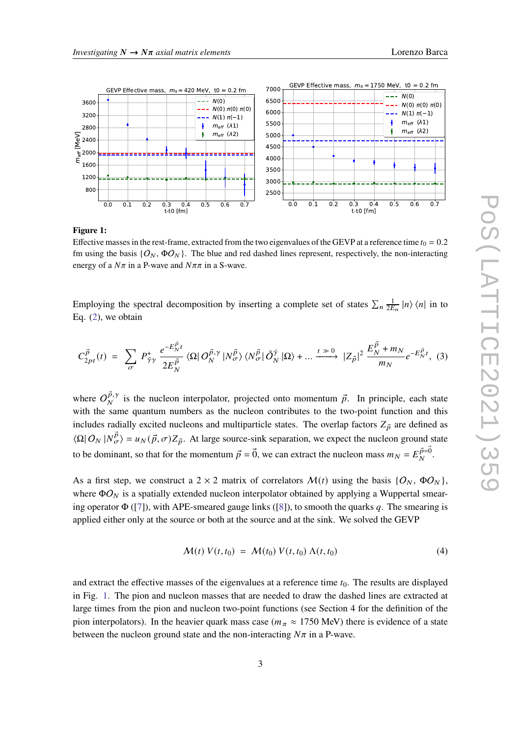GEVP Effective mass, $m_\pi \approx 420$ MeV, t0 = 0.2 fm

$m_{eff}$ [MeV]

3600
3200
2800
2400
2000
1600
1200
800

0.0 0.1 0.2 0.3 0.4 0.5 0.6 0.7

t-t0 [fm]

N(0)
N(0) π(0) π(0)
N(1) π(−1)
$m_{eff}$ (λ1)
$m_{eff}$ (λ2)

GEVP Effective mass, $m_\pi \approx 1750$ MeV, t0 = 0.2 fm

7000
6500
6000
5500
5000
4500
4000
3500
3000
2500

0.0 0.1 0.2 0.3 0.4 0.5 0.6 0.7

t-t0 [fm]

N(0)
N(0) π(0) π(0)
N(1) π(−1)
$m_{eff}$ (λ1)
$m_{eff}$ (λ2)

**Figure 1:**
Effective masses in the rest-frame, extracted from the two eigenvalues of the GEVP at a reference time $t_0 = 0.2$ fm using the basis $\{O_N, \Phi O_N\}$. The blue and red dashed lines represent, respectively, the non-interacting energy of a $N\pi$ in a P-wave and $N\pi\pi$ in a S-wave.

Employing the spectral decomposition by inserting a complete set of states $\sum_n \frac{1}{2E_n} |n\rangle \langle n|$ in to Eq. (2), we obtain

$$C^{\vec{p}}_{2pt}(t) = \sum_{\sigma} P^{+}_{\bar{\gamma}\gamma} \frac{e^{-E^{\vec{p}}_{N} t}}{2E^{\vec{p}}_{N}} \langle \Omega | O^{\vec{p},\gamma}_{N} | N^{\vec{p}}_{\sigma} \rangle \langle N^{\vec{p}}_{\sigma} | \bar{O}^{\bar{\gamma}}_{N} | \Omega \rangle + \ldots \xrightarrow{t \gg 0} |Z_{\vec{p}}|^2 \frac{E^{\vec{p}}_{N} + m_N}{m_N} e^{-E^{\vec{p}}_{N} t}, \quad (3)$$

where $O^{\vec{p},\gamma}_{N}$ is the nucleon interpolator, projected onto momentum $\vec{p}$. In principle, each state with the same quantum numbers as the nucleon contributes to the two-point function and this includes radially excited nucleons and multiparticle states. The overlap factors $Z_{\vec{p}}$ are defined as $\langle \Omega | O_N | N^{\vec{p}}_{\sigma} \rangle = u_N(\vec{p}, \sigma) Z_{\vec{p}}$. At large source-sink separation, we expect the nucleon ground state to be dominant, so that for the momentum $\vec{p} = \vec{0}$, we can extract the nucleon mass $m_N = E^{\vec{p}=\vec{0}}_{N}$.

As a first step, we construct a $2 \times 2$ matrix of correlators $\mathcal{M}(t)$ using the basis $\{O_N, \Phi O_N\}$, where $\Phi O_N$ is a spatially extended nucleon interpolator obtained by applying a Wuppertal smearing operator $\Phi$ ([7]), with APE-smeared gauge links ([8]), to smooth the quarks $q$. The smearing is applied either only at the source or both at the source and at the sink. We solved the GEVP

$$\mathcal{M}(t)\, V(t, t_0) = \mathcal{M}(t_0)\, V(t, t_0)\, \Lambda(t, t_0) \quad (4)$$

and extract the effective masses of the eigenvalues at a reference time $t_0$. The results are displayed in Fig. 1. The pion and nucleon masses that are needed to draw the dashed lines are extracted at large times from the pion and nucleon two-point functions (see Section 4 for the definition of the pion interpolators). In the heavier quark mass case ($m_\pi \approx 1750$ MeV) there is evidence of a state between the nucleon ground state and the non-interacting $N\pi$ in a P-wave.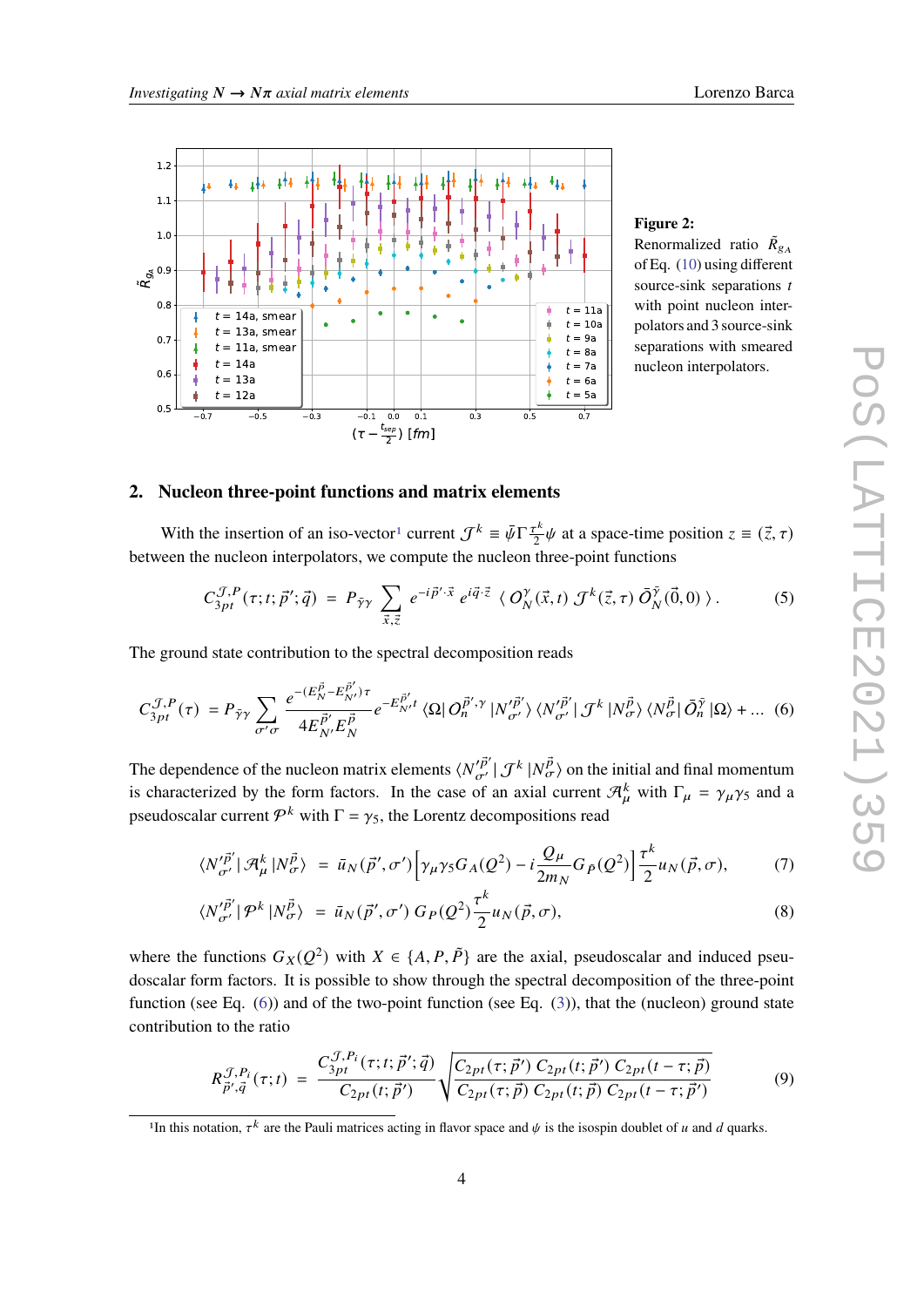1.2
1.1
1.0
0.9
0.8
0.7
0.6
0.5

$\tilde{R}_{g_A}$

−0.7 −0.5 −0.3 −0.1 0.0 0.1 0.3 0.5 0.7

$(\tau - \frac{t_{sep}}{2})$ [fm]

$t$ = 14a, smear
$t$ = 13a, smear
$t$ = 11a, smear
$t$ = 14a
$t$ = 13a
$t$ = 12a

$t$ = 11a
$t$ = 10a
$t$ = 9a
$t$ = 8a
$t$ = 7a
$t$ = 6a
$t$ = 5a

**Figure 2:** Renormalized ratio $\tilde{R}_{g_A}$ of Eq. (10) using different source-sink separations $t$ with point nucleon interpolators and 3 source-sink separations with smeared nucleon interpolators.

## 2. Nucleon three-point functions and matrix elements

With the insertion of an iso-vector[1] current $\mathcal{J}^k \equiv \bar{\psi}\Gamma\frac{\tau^k}{2}\psi$ at a space-time position $z \equiv (\vec{z}, \tau)$ between the nucleon interpolators, we compute the nucleon three-point functions

$$C_{3pt}^{\mathcal{J},P}(\tau; t; \vec{p}'; \vec{q}) = P_{\bar{\gamma}\gamma} \sum_{\vec{x},\vec{z}} e^{-i\vec{p}'\cdot\vec{x}} e^{i\vec{q}\cdot\vec{z}} \langle\, O_N^{\gamma}(\vec{x}, t)\, \mathcal{J}^k(\vec{z}, \tau)\, \bar{O}_N^{\bar{\gamma}}(\vec{0}, 0)\,\rangle\,. \tag{5}$$

The ground state contribution to the spectral decomposition reads

$$C_{3pt}^{\mathcal{J},P}(\tau) = P_{\bar{\gamma}\gamma} \sum_{\sigma'\sigma} \frac{e^{-(E_N^{\vec{p}} - E_{N'}^{\vec{p}'})\tau}}{4E_{N'}^{\vec{p}'}E_N^{\vec{p}}} e^{-E_{N'}^{\vec{p}'}t} \langle\Omega|\, O_n^{\vec{p}',\gamma}\, |N'^{\vec{p}'}_{\sigma'}\rangle \langle N'^{\vec{p}'}_{\sigma'}|\, \mathcal{J}^k\, |N^{\vec{p}}_{\sigma}\rangle \langle N^{\vec{p}}_{\sigma}|\, \bar{O}_n^{\bar{\gamma}}\, |\Omega\rangle + \dots \tag{6}$$

The dependence of the nucleon matrix elements $\langle N'^{\vec{p}'}_{\sigma'}|\, \mathcal{J}^k\, |N^{\vec{p}}_{\sigma}\rangle$ on the initial and final momentum is characterized by the form factors. In the case of an axial current $\mathcal{A}^k_\mu$ with $\Gamma_\mu = \gamma_\mu\gamma_5$ and a pseudoscalar current $\mathcal{P}^k$ with $\Gamma = \gamma_5$, the Lorentz decompositions read

$$\langle N'^{\vec{p}'}_{\sigma'}|\, \mathcal{A}^k_\mu\, |N^{\vec{p}}_{\sigma}\rangle = \bar{u}_N(\vec{p}', \sigma')\Big[\gamma_\mu\gamma_5 G_A(Q^2) - i\frac{Q_\mu}{2m_N}G_{\tilde{P}}(Q^2)\Big]\frac{\tau^k}{2}u_N(\vec{p}, \sigma), \tag{7}$$

$$\langle N'^{\vec{p}'}_{\sigma'}|\, \mathcal{P}^k\, |N^{\vec{p}}_{\sigma}\rangle = \bar{u}_N(\vec{p}', \sigma')\, G_P(Q^2)\frac{\tau^k}{2}u_N(\vec{p}, \sigma), \tag{8}$$

where the functions $G_X(Q^2)$ with $X \in \{A, P, \tilde{P}\}$ are the axial, pseudoscalar and induced pseudoscalar form factors. It is possible to show through the spectral decomposition of the three-point function (see Eq. (6)) and of the two-point function (see Eq. (3)), that the (nucleon) ground state contribution to the ratio

$$R^{\mathcal{J},P_i}_{\vec{p}',\vec{q}}(\tau; t) = \frac{C_{3pt}^{\mathcal{J},P_i}(\tau; t; \vec{p}'; \vec{q})}{C_{2pt}(t; \vec{p}')} \sqrt{\frac{C_{2pt}(\tau; \vec{p}')\, C_{2pt}(t; \vec{p}')\, C_{2pt}(t-\tau; \vec{p})}{C_{2pt}(\tau; \vec{p})\, C_{2pt}(t; \vec{p})\, C_{2pt}(t-\tau; \vec{p}')}} \tag{9}$$

[1] In this notation, $\tau^k$ are the Pauli matrices acting in flavor space and $\psi$ is the isospin doublet of $u$ and $d$ quarks.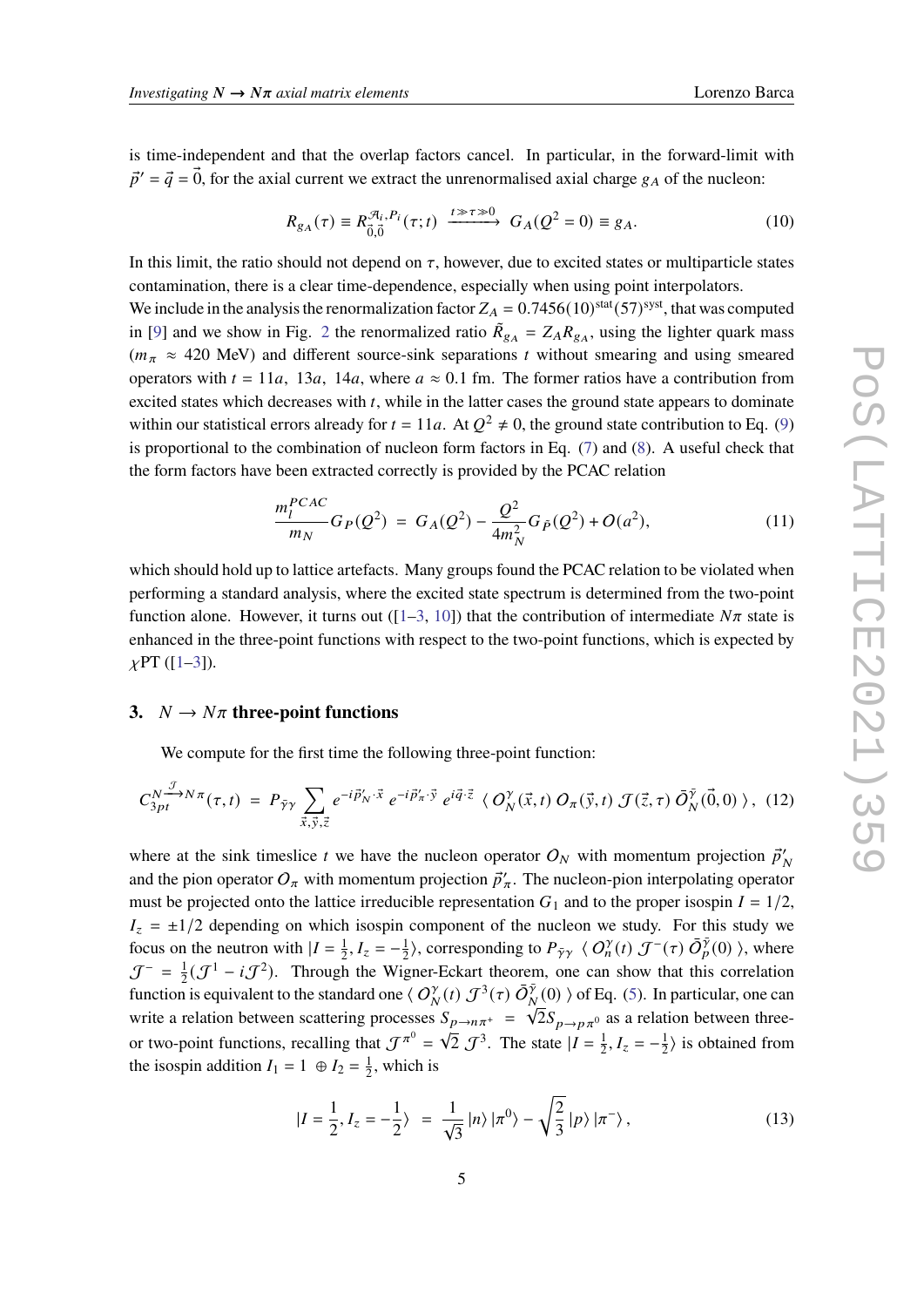is time-independent and that the overlap factors cancel. In particular, in the forward-limit with $\vec{p}' = \vec{q} = \vec{0}$, for the axial current we extract the unrenormalised axial charge $g_A$ of the nucleon:

$$R_{g_A}(\tau) \equiv R^{\mathcal{A}_i, P_i}_{\vec{0},\vec{0}}(\tau; t) \xrightarrow{t \gg \tau \gg 0} G_A(Q^2 = 0) \equiv g_A. \tag{10}$$

In this limit, the ratio should not depend on $\tau$, however, due to excited states or multiparticle states contamination, there is a clear time-dependence, especially when using point interpolators.
We include in the analysis the renormalization factor $Z_A = 0.7456(10)^{\text{stat}}(57)^{\text{syst}}$, that was computed in [9] and we show in Fig. 2 the renormalized ratio $\tilde{R}_{g_A} = Z_A R_{g_A}$, using the lighter quark mass ($m_\pi \approx 420$ MeV) and different source-sink separations $t$ without smearing and using smeared operators with $t = 11a,\ 13a,\ 14a$, where $a \approx 0.1$ fm. The former ratios have a contribution from excited states which decreases with $t$, while in the latter cases the ground state appears to dominate within our statistical errors already for $t = 11a$. At $Q^2 \neq 0$, the ground state contribution to Eq. (9) is proportional to the combination of nucleon form factors in Eq. (7) and (8). A useful check that the form factors have been extracted correctly is provided by the PCAC relation

$$\frac{m_l^{PCAC}}{m_N} G_P(Q^2) \ = \ G_A(Q^2) - \frac{Q^2}{4m_N^2} G_{\tilde{P}}(Q^2) + O(a^2), \tag{11}$$

which should hold up to lattice artefacts. Many groups found the PCAC relation to be violated when performing a standard analysis, where the excited state spectrum is determined from the two-point function alone. However, it turns out ([1–3, 10]) that the contribution of intermediate $N\pi$ state is enhanced in the three-point functions with respect to the two-point functions, which is expected by $\chi$PT ([1–3]).

## 3. $N \to N\pi$ three-point functions

We compute for the first time the following three-point function:

$$C^{N \xrightarrow{\mathcal{J}} N\pi}_{3pt}(\tau, t) \ = \ P_{\bar{\gamma}\gamma} \sum_{\vec{x},\vec{y},\vec{z}} e^{-i\vec{p}'_N \cdot \vec{x}} \, e^{-i\vec{p}'_\pi \cdot \vec{y}} \, e^{i\vec{q}\cdot\vec{z}} \ \langle \, O^\gamma_N(\vec{x}, t) \, O_\pi(\vec{y}, t) \, \mathcal{J}(\vec{z}, \tau) \, \bar{O}^{\bar{\gamma}}_N(\vec{0}, 0) \, \rangle , \tag{12}$$

where at the sink timeslice $t$ we have the nucleon operator $O_N$ with momentum projection $\vec{p}'_N$ and the pion operator $O_\pi$ with momentum projection $\vec{p}'_\pi$. The nucleon-pion interpolating operator must be projected onto the lattice irreducible representation $G_1$ and to the proper isospin $I = 1/2$, $I_z = \pm 1/2$ depending on which isospin component of the nucleon we study. For this study we focus on the neutron with $|I = \frac{1}{2}, I_z = -\frac{1}{2}\rangle$, corresponding to $P_{\bar{\gamma}\gamma} \ \langle \, O^\gamma_n(t) \ \mathcal{J}^-(\tau) \ \bar{O}^{\bar{\gamma}}_p(0) \, \rangle$, where $\mathcal{J}^- = \frac{1}{2}(\mathcal{J}^1 - i\mathcal{J}^2)$. Through the Wigner-Eckart theorem, one can show that this correlation function is equivalent to the standard one $\langle \, O^\gamma_N(t) \ \mathcal{J}^3(\tau) \ \bar{O}^{\bar{\gamma}}_N(0) \, \rangle$ of Eq. (5). In particular, one can write a relation between scattering processes $S_{p\to n\pi^+} = \sqrt{2} S_{p\to p\pi^0}$ as a relation between three- or two-point functions, recalling that $\mathcal{J}^{\pi^0} = \sqrt{2}\ \mathcal{J}^3$. The state $|I = \frac{1}{2}, I_z = -\frac{1}{2}\rangle$ is obtained from the isospin addition $I_1 = 1 \ \oplus I_2 = \frac{1}{2}$, which is

$$|I = \frac{1}{2}, I_z = -\frac{1}{2}\rangle \ = \ \frac{1}{\sqrt{3}} \, |n\rangle \, |\pi^0\rangle - \sqrt{\frac{2}{3}} \, |p\rangle \, |\pi^-\rangle \,, \tag{13}$$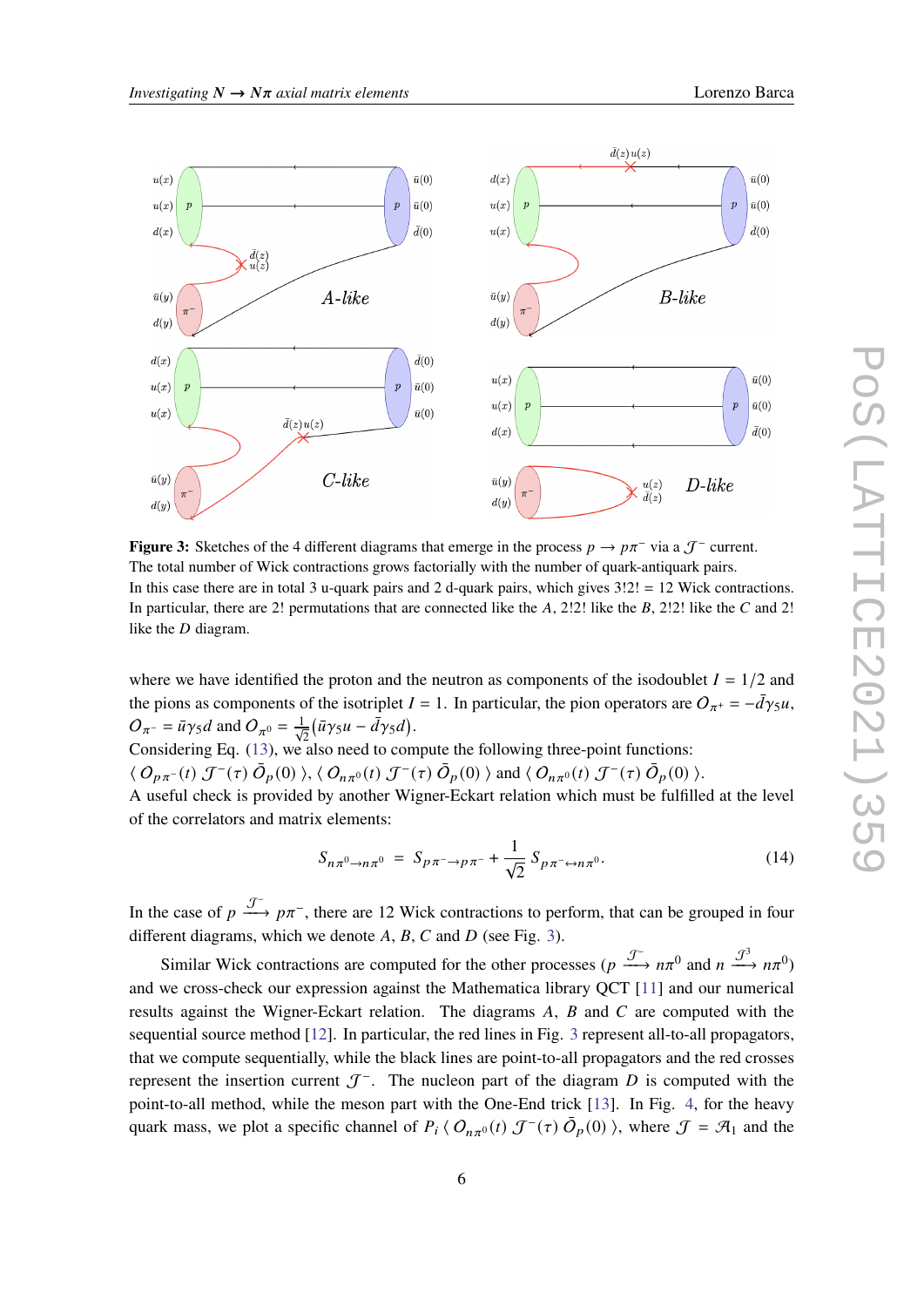u(x)
u(x)
d(x)
p
p
$\bar{u}(0)$
$\bar{u}(0)$
$\bar{d}(0)$
$\bar{d}(z)$
$u(z)$
$\bar{u}(y)$
$\pi^-$
d(y)
A-like

$\bar{d}(z)u(z)$
d(x)
u(x)
u(x)
p
p
$\bar{u}(0)$
$\bar{u}(0)$
$\bar{d}(0)$
$\bar{u}(y)$
$\pi^-$
d(y)
B-like

d(x)
u(x)
u(x)
p
p
$\bar{d}(0)$
$\bar{u}(0)$
$\bar{u}(0)$
$\bar{d}(z)u(z)$
$\bar{u}(y)$
$\pi^-$
d(y)
C-like

u(x)
u(x)
d(x)
p
p
$\bar{u}(0)$
$\bar{u}(0)$
$\bar{d}(0)$
$\bar{u}(y)$
$\pi^-$
d(y)
$u(z)$
$\bar{d}(z)$
D-like

**Figure 3:** Sketches of the 4 different diagrams that emerge in the process $p \to p\pi^-$ via a $\mathcal{J}^-$ current. The total number of Wick contractions grows factorially with the number of quark-antiquark pairs. In this case there are in total 3 u-quark pairs and 2 d-quark pairs, which gives $3!2! = 12$ Wick contractions. In particular, there are 2! permutations that are connected like the $A$, 2!2! like the $B$, 2!2! like the $C$ and 2! like the $D$ diagram.

where we have identified the proton and the neutron as components of the isodoublet $I = 1/2$ and the pions as components of the isotriplet $I = 1$. In particular, the pion operators are $O_{\pi^+} = -\bar{d}\gamma_5 u$, $O_{\pi^-} = \bar{u}\gamma_5 d$ and $O_{\pi^0} = \frac{1}{\sqrt{2}}\left(\bar{u}\gamma_5 u - \bar{d}\gamma_5 d\right)$.
Considering Eq. (13), we also need to compute the following three-point functions:
$\langle\, O_{p\pi^-}(t)\; \mathcal{J}^-(\tau)\; \bar{O}_p(0)\,\rangle$, $\langle\, O_{n\pi^0}(t)\; \mathcal{J}^-(\tau)\; \bar{O}_p(0)\,\rangle$ and $\langle\, O_{n\pi^0}(t)\; \mathcal{J}^-(\tau)\; \bar{O}_p(0)\,\rangle$.
A useful check is provided by another Wigner-Eckart relation which must be fulfilled at the level of the correlators and matrix elements:

$$S_{n\pi^0\to n\pi^0} = S_{p\pi^-\to p\pi^-} + \frac{1}{\sqrt{2}}\, S_{p\pi^-\leftrightarrow n\pi^0}. \tag{14}$$

In the case of $p \xrightarrow{\mathcal{J}^-} p\pi^-$, there are 12 Wick contractions to perform, that can be grouped in four different diagrams, which we denote $A$, $B$, $C$ and $D$ (see Fig. 3).

Similar Wick contractions are computed for the other processes ($p \xrightarrow{\mathcal{J}^-} n\pi^0$ and $n \xrightarrow{\mathcal{J}^3} n\pi^0$) and we cross-check our expression against the Mathematica library QCT [11] and our numerical results against the Wigner-Eckart relation. The diagrams $A$, $B$ and $C$ are computed with the sequential source method [12]. In particular, the red lines in Fig. 3 represent all-to-all propagators, that we compute sequentially, while the black lines are point-to-all propagators and the red crosses represent the insertion current $\mathcal{J}^-$. The nucleon part of the diagram $D$ is computed with the point-to-all method, while the meson part with the One-End trick [13]. In Fig. 4, for the heavy quark mass, we plot a specific channel of $P_i\,\langle\, O_{n\pi^0}(t)\; \mathcal{J}^-(\tau)\; \bar{O}_p(0)\,\rangle$, where $\mathcal{J} = \mathcal{A}_1$ and the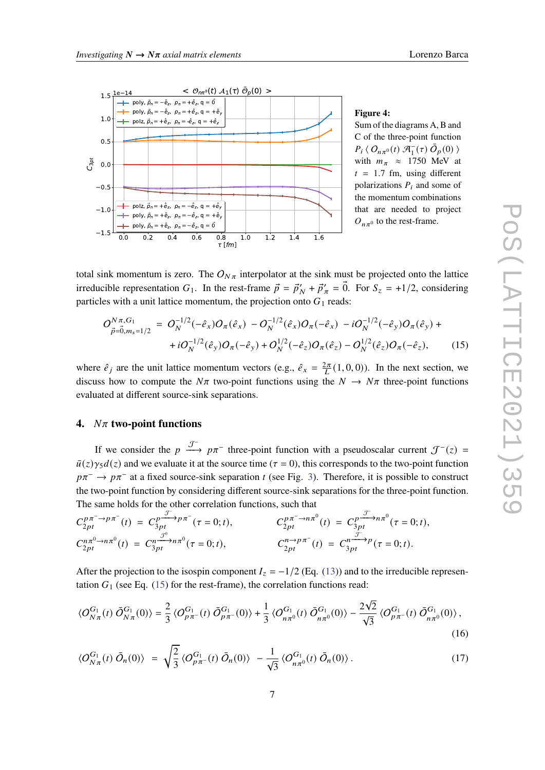< $\mathcal{O}_{n\pi^0}(t)\ \mathcal{A}_1(\tau)\ \bar{\mathcal{O}}_p(0)$ >

1.5 1e−14

1.0

0.5

0.0

−0.5

−1.0

−1.5

$C_{3pt}$

0.0 0.2 0.4 0.6 0.8 1.0 1.2 1.4 1.6

τ [fm]

poly, $\vec{p}_n = -\hat{e}_z$, $p_\pi = +\hat{e}_z$, q = $\vec{0}$
poly, $\vec{p}_n = -\hat{e}_z$, $p_\pi = +\hat{e}_z$, q = $+\hat{e}_y$
polz, $\vec{p}_n = +\hat{e}_z$, $p_\pi = -\hat{e}_z$, q = $+\hat{e}_z$
polz, $\vec{p}_n = +\hat{e}_z$, $p_\pi = -\hat{e}_z$, q = $+\hat{e}_y$
poly, $\vec{p}_n = +\hat{e}_z$, $p_\pi = -\hat{e}_z$, q = $+\hat{e}_y$
poly, $\vec{p}_n = +\hat{e}_z$, $p_\pi = -\hat{e}_z$, q = $\vec{0}$

**Figure 4:** Sum of the diagrams A, B and C of the three-point function $P_i\,\langle\, O_{n\pi^0}(t)\ \mathcal{A}_1^-(\tau)\ \bar{O}_p(0)\,\rangle$ with $m_\pi \approx 1750$ MeV at $t = 1.7$ fm, using different polarizations $P_i$ and some of the momentum combinations that are needed to project $O_{n\pi^0}$ to the rest-frame.

total sink momentum is zero. The $O_{N\pi}$ interpolator at the sink must be projected onto the lattice irreducible representation $G_1$. In the rest-frame $\vec{p} = \vec{p}_N' + \vec{p}_\pi' = \vec{0}$. For $S_z = +1/2$, considering particles with a unit lattice momentum, the projection onto $G_1$ reads:

$$
\begin{aligned}
O^{N\pi,G_1}_{\vec{p}=\vec{0},m_s=1/2} \;=\; & O_N^{-1/2}(-\hat{e}_x)O_\pi(\hat{e}_x) - O_N^{-1/2}(\hat{e}_x)O_\pi(-\hat{e}_x) - iO_N^{-1/2}(-\hat{e}_y)O_\pi(\hat{e}_y) + \\
& + iO_N^{-1/2}(\hat{e}_y)O_\pi(-\hat{e}_y) + O_N^{1/2}(-\hat{e}_z)O_\pi(\hat{e}_z) - O_N^{1/2}(\hat{e}_z)O_\pi(-\hat{e}_z), \qquad (15)
\end{aligned}
$$

where $\hat{e}_j$ are the unit lattice momentum vectors (e.g., $\hat{e}_x = \frac{2\pi}{L}(1,0,0)$). In the next section, we discuss how to compute the $N\pi$ two-point functions using the $N \to N\pi$ three-point functions evaluated at different source-sink separations.

## 4. $N\pi$ two-point functions

If we consider the $p \xrightarrow{\mathcal{J}^-} p\pi^-$ three-point function with a pseudoscalar current $\mathcal{J}^-(z) = \bar{u}(z)\gamma_5 d(z)$ and we evaluate it at the source time ($\tau = 0$), this corresponds to the two-point function $p\pi^- \to p\pi^-$ at a fixed source-sink separation $t$ (see Fig. 3). Therefore, it is possible to construct the two-point function by considering different source-sink separations for the three-point function. The same holds for the other correlation functions, such that

$$
C_{2pt}^{p\pi^-\to p\pi^-}(t) \;=\; C_{3pt}^{p\xrightarrow{\mathcal{J}^-}p\pi^-}(\tau=0;t), \qquad C_{2pt}^{p\pi^-\to n\pi^0}(t) \;=\; C_{3pt}^{p\xrightarrow{\mathcal{J}^-}n\pi^0}(\tau=0;t),
$$

$$
C_{2pt}^{n\pi^0\to n\pi^0}(t) \;=\; C_{3pt}^{n\xrightarrow{\mathcal{J}^0}n\pi^0}(\tau=0;t), \qquad C_{2pt}^{n\to p\pi^-}(t) \;=\; C_{3pt}^{n\xrightarrow{\mathcal{J}^-}p}(\tau=0;t).
$$

After the projection to the isospin component $I_z = -1/2$ (Eq. (13)) and to the irreducible representation $G_1$ (see Eq. (15) for the rest-frame), the correlation functions read:

$$
\langle O^{G_1}_{N\pi}(t)\ \bar{O}^{G_1}_{N\pi}(0)\rangle = \frac{2}{3}\,\langle O^{G_1}_{p\pi^-}(t)\ \bar{O}^{G_1}_{p\pi^-}(0)\rangle + \frac{1}{3}\,\langle O^{G_1}_{n\pi^0}(t)\ \bar{O}^{G_1}_{n\pi^0}(0)\rangle - \frac{2\sqrt{2}}{\sqrt{3}}\,\langle O^{G_1}_{p\pi^-}(t)\ \bar{O}^{G_1}_{n\pi^0}(0)\rangle\,, \qquad (16)
$$

$$
\langle O^{G_1}_{N\pi}(t)\ \bar{O}_n(0)\rangle \;=\; \sqrt{\frac{2}{3}}\,\langle O^{G_1}_{p\pi^-}(t)\ \bar{O}_n(0)\rangle \;-\; \frac{1}{\sqrt{3}}\,\langle O^{G_1}_{n\pi^0}(t)\ \bar{O}_n(0)\rangle\,. \qquad (17)
$$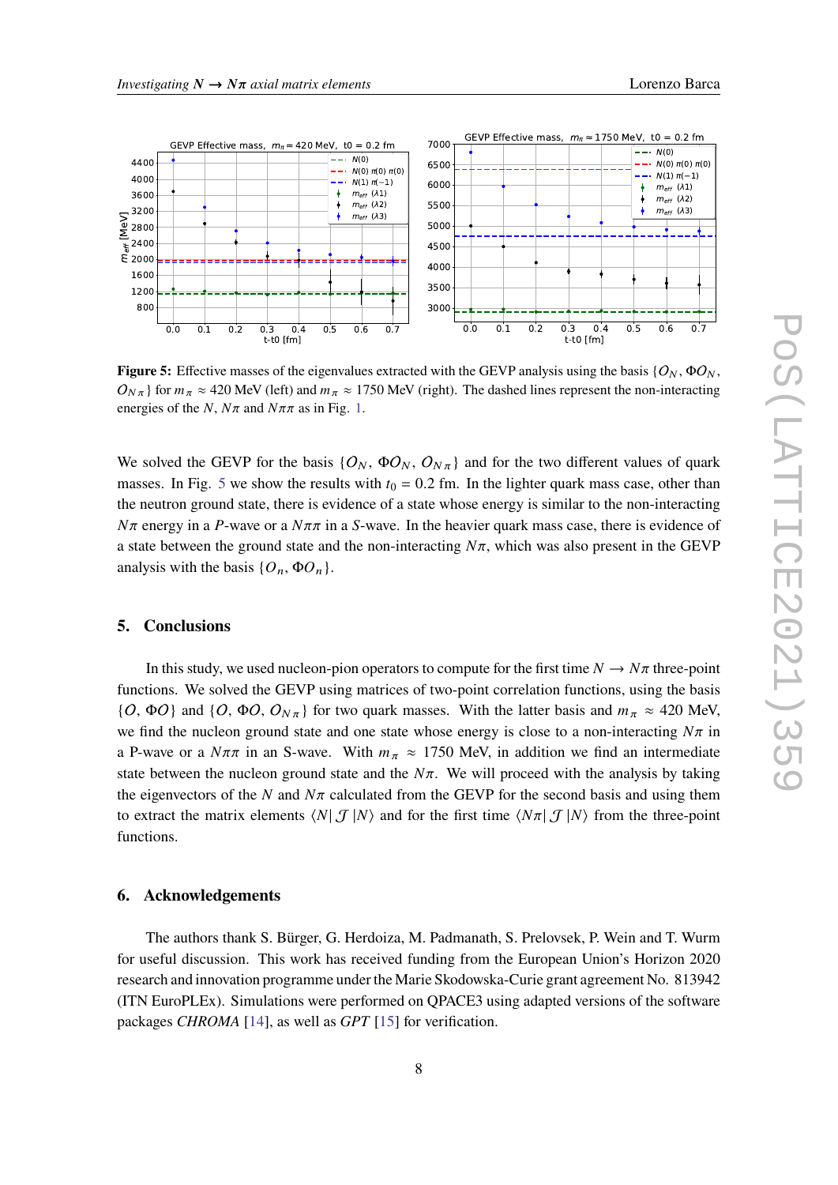GEVP Effective mass, $m_\pi \approx 420$ MeV, t0 = 0.2 fm

4400
4000
3600
3200
2800
2400
2000
1600
1200
800

$m_{eff}$ [MeV]

0.0 0.1 0.2 0.3 0.4 0.5 0.6 0.7

t-t0 [fm]

$N(0)$
$N(0)\ \pi(0)\ \pi(0)$
$N(1)\ \pi(-1)$
$m_{eff}$ ($\lambda$1)
$m_{eff}$ ($\lambda$2)
$m_{eff}$ ($\lambda$3)

GEVP Effective mass, $m_\pi \approx 1750$ MeV, t0 = 0.2 fm

7000
6500
6000
5500
5000
4500
4000
3500
3000

0.0 0.1 0.2 0.3 0.4 0.5 0.6 0.7

t-t0 [fm]

$N(0)$
$N(0)\ \pi(0)\ \pi(0)$
$N(1)\ \pi(-1)$
$m_{eff}$ ($\lambda$1)
$m_{eff}$ ($\lambda$2)
$m_{eff}$ ($\lambda$3)

**Figure 5:** Effective masses of the eigenvalues extracted with the GEVP analysis using the basis $\{O_N, \Phi O_N, O_{N\pi}\}$ for $m_\pi \approx 420$ MeV (left) and $m_\pi \approx 1750$ MeV (right). The dashed lines represent the non-interacting energies of the $N$, $N\pi$ and $N\pi\pi$ as in Fig. 1.

We solved the GEVP for the basis $\{O_N, \Phi O_N, O_{N\pi}\}$ and for the two different values of quark masses. In Fig. 5 we show the results with $t_0 = 0.2$ fm. In the lighter quark mass case, other than the neutron ground state, there is evidence of a state whose energy is similar to the non-interacting $N\pi$ energy in a $P$-wave or a $N\pi\pi$ in a $S$-wave. In the heavier quark mass case, there is evidence of a state between the ground state and the non-interacting $N\pi$, which was also present in the GEVP analysis with the basis $\{O_n, \Phi O_n\}$.

## 5. Conclusions

In this study, we used nucleon-pion operators to compute for the first time $N \to N\pi$ three-point functions. We solved the GEVP using matrices of two-point correlation functions, using the basis $\{O, \Phi O\}$ and $\{O, \Phi O, O_{N\pi}\}$ for two quark masses. With the latter basis and $m_\pi \approx 420$ MeV, we find the nucleon ground state and one state whose energy is close to a non-interacting $N\pi$ in a P-wave or a $N\pi\pi$ in an S-wave. With $m_\pi \approx 1750$ MeV, in addition we find an intermediate state between the nucleon ground state and the $N\pi$. We will proceed with the analysis by taking the eigenvectors of the $N$ and $N\pi$ calculated from the GEVP for the second basis and using them to extract the matrix elements $\langle N|\mathcal{J}|N\rangle$ and for the first time $\langle N\pi|\mathcal{J}|N\rangle$ from the three-point functions.

## 6. Acknowledgements

The authors thank S. Bürger, G. Herdoiza, M. Padmanath, S. Prelovsek, P. Wein and T. Wurm for useful discussion. This work has received funding from the European Union's Horizon 2020 research and innovation programme under the Marie Skodowska-Curie grant agreement No. 813942 (ITN EuroPLEx). Simulations were performed on QPACE3 using adapted versions of the software packages *CHROMA* [14], as well as *GPT* [15] for verification.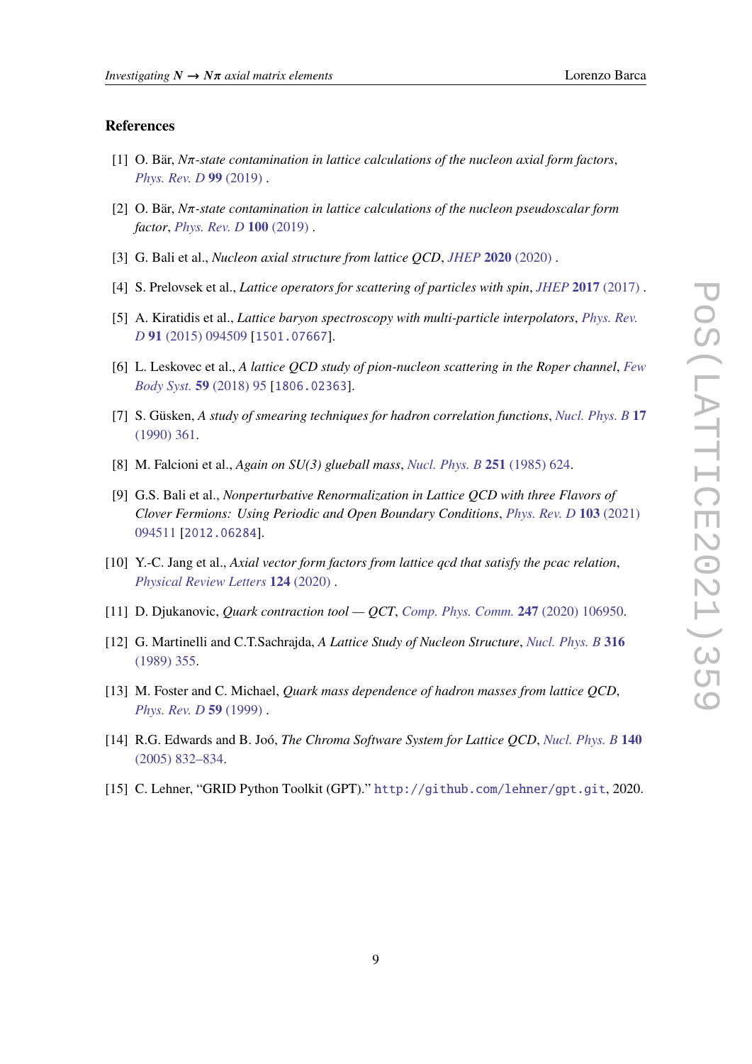## References

[1] O. Bär, *$N\pi$-state contamination in lattice calculations of the nucleon axial form factors*, Phys. Rev. D **99** (2019) .

[2] O. Bär, *$N\pi$-state contamination in lattice calculations of the nucleon pseudoscalar form factor*, Phys. Rev. D **100** (2019) .

[3] G. Bali et al., *Nucleon axial structure from lattice QCD*, JHEP **2020** (2020) .

[4] S. Prelovsek et al., *Lattice operators for scattering of particles with spin*, JHEP **2017** (2017) .

[5] A. Kiratidis et al., *Lattice baryon spectroscopy with multi-particle interpolators*, Phys. Rev. D **91** (2015) 094509 [1501.07667].

[6] L. Leskovec et al., *A lattice QCD study of pion-nucleon scattering in the Roper channel*, Few Body Syst. **59** (2018) 95 [1806.02363].

[7] S. Güsken, *A study of smearing techniques for hadron correlation functions*, Nucl. Phys. B **17** (1990) 361.

[8] M. Falcioni et al., *Again on SU(3) glueball mass*, Nucl. Phys. B **251** (1985) 624.

[9] G.S. Bali et al., *Nonperturbative Renormalization in Lattice QCD with three Flavors of Clover Fermions: Using Periodic and Open Boundary Conditions*, Phys. Rev. D **103** (2021) 094511 [2012.06284].

[10] Y.-C. Jang et al., *Axial vector form factors from lattice qcd that satisfy the pcac relation*, Physical Review Letters **124** (2020) .

[11] D. Djukanovic, *Quark contraction tool — QCT*, Comp. Phys. Comm. **247** (2020) 106950.

[12] G. Martinelli and C.T.Sachrajda, *A Lattice Study of Nucleon Structure*, Nucl. Phys. B **316** (1989) 355.

[13] M. Foster and C. Michael, *Quark mass dependence of hadron masses from lattice QCD*, Phys. Rev. D **59** (1999) .

[14] R.G. Edwards and B. Joó, *The Chroma Software System for Lattice QCD*, Nucl. Phys. B **140** (2005) 832–834.

[15] C. Lehner, "GRID Python Toolkit (GPT)." http://github.com/lehner/gpt.git, 2020.